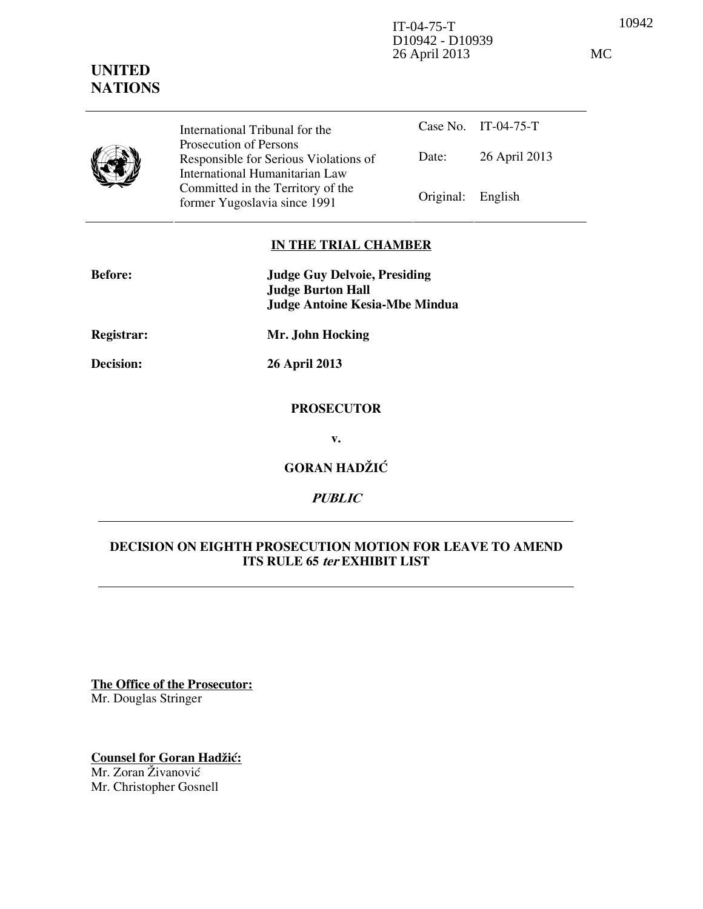IT-04-75-T
D10942 - D10939
26 April 2013

MC

**UNITED NATIONS**

| International Tribunal for the Prosecution of Persons Responsible for Serious Violations of International Humanitarian Law Committed in the Territory of the former Yugoslavia since 1991 | Case No. | IT-04-75-T |
|---|---|---|
| | Date: | 26 April 2013 |
| | Original: | English |

**IN THE TRIAL CHAMBER**

**Before:** **Judge Guy Delvoie, Presiding**
**Judge Burton Hall**
**Judge Antoine Kesia-Mbe Mindua**

**Registrar:** **Mr. John Hocking**

**Decision:** **26 April 2013**

**PROSECUTOR**

**v.**

**GORAN HADŽIĆ**

***PUBLIC***

**DECISION ON EIGHTH PROSECUTION MOTION FOR LEAVE TO AMEND ITS RULE 65 *ter* EXHIBIT LIST**

**The Office of the Prosecutor:**
Mr. Douglas Stringer

**Counsel for Goran Hadžić:**
Mr. Zoran Živanović
Mr. Christopher Gosnell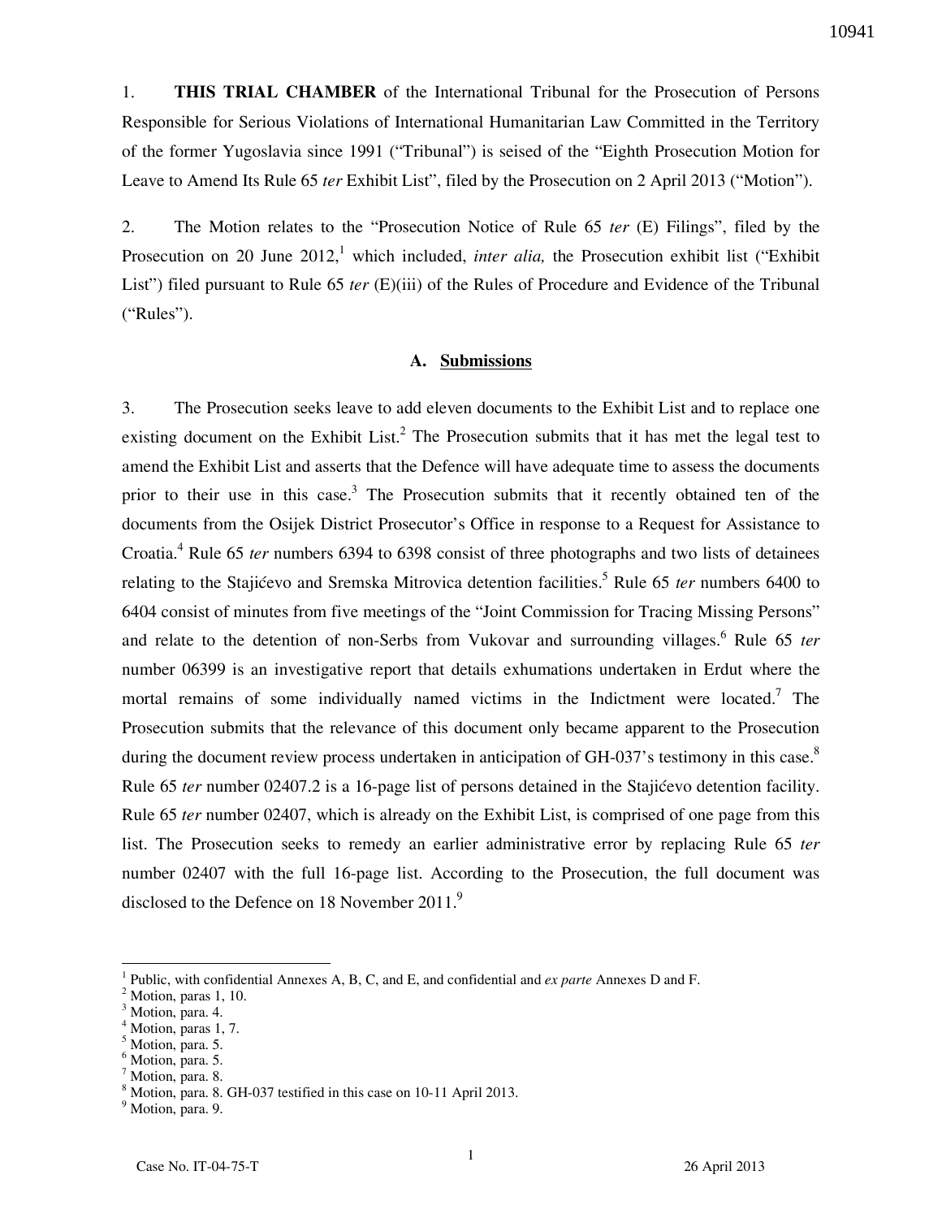1. **THIS TRIAL CHAMBER** of the International Tribunal for the Prosecution of Persons Responsible for Serious Violations of International Humanitarian Law Committed in the Territory of the former Yugoslavia since 1991 ("Tribunal") is seised of the "Eighth Prosecution Motion for Leave to Amend Its Rule 65 *ter* Exhibit List", filed by the Prosecution on 2 April 2013 ("Motion").

2. The Motion relates to the "Prosecution Notice of Rule 65 *ter* (E) Filings", filed by the Prosecution on 20 June 2012,[1] which included, *inter alia,* the Prosecution exhibit list ("Exhibit List") filed pursuant to Rule 65 *ter* (E)(iii) of the Rules of Procedure and Evidence of the Tribunal ("Rules").

### A. Submissions

3. The Prosecution seeks leave to add eleven documents to the Exhibit List and to replace one existing document on the Exhibit List.[2] The Prosecution submits that it has met the legal test to amend the Exhibit List and asserts that the Defence will have adequate time to assess the documents prior to their use in this case.[3] The Prosecution submits that it recently obtained ten of the documents from the Osijek District Prosecutor's Office in response to a Request for Assistance to Croatia.[4] Rule 65 *ter* numbers 6394 to 6398 consist of three photographs and two lists of detainees relating to the Stajićevo and Sremska Mitrovica detention facilities.[5] Rule 65 *ter* numbers 6400 to 6404 consist of minutes from five meetings of the "Joint Commission for Tracing Missing Persons" and relate to the detention of non-Serbs from Vukovar and surrounding villages.[6] Rule 65 *ter* number 06399 is an investigative report that details exhumations undertaken in Erdut where the mortal remains of some individually named victims in the Indictment were located.[7] The Prosecution submits that the relevance of this document only became apparent to the Prosecution during the document review process undertaken in anticipation of GH-037's testimony in this case.[8] Rule 65 *ter* number 02407.2 is a 16-page list of persons detained in the Stajićevo detention facility. Rule 65 *ter* number 02407, which is already on the Exhibit List, is comprised of one page from this list. The Prosecution seeks to remedy an earlier administrative error by replacing Rule 65 *ter* number 02407 with the full 16-page list. According to the Prosecution, the full document was disclosed to the Defence on 18 November 2011.[9]

---

[1] Public, with confidential Annexes A, B, C, and E, and confidential and *ex parte* Annexes D and F.
[2] Motion, paras 1, 10.
[3] Motion, para. 4.
[4] Motion, paras 1, 7.
[5] Motion, para. 5.
[6] Motion, para. 5.
[7] Motion, para. 8.
[8] Motion, para. 8. GH-037 testified in this case on 10-11 April 2013.
[9] Motion, para. 9.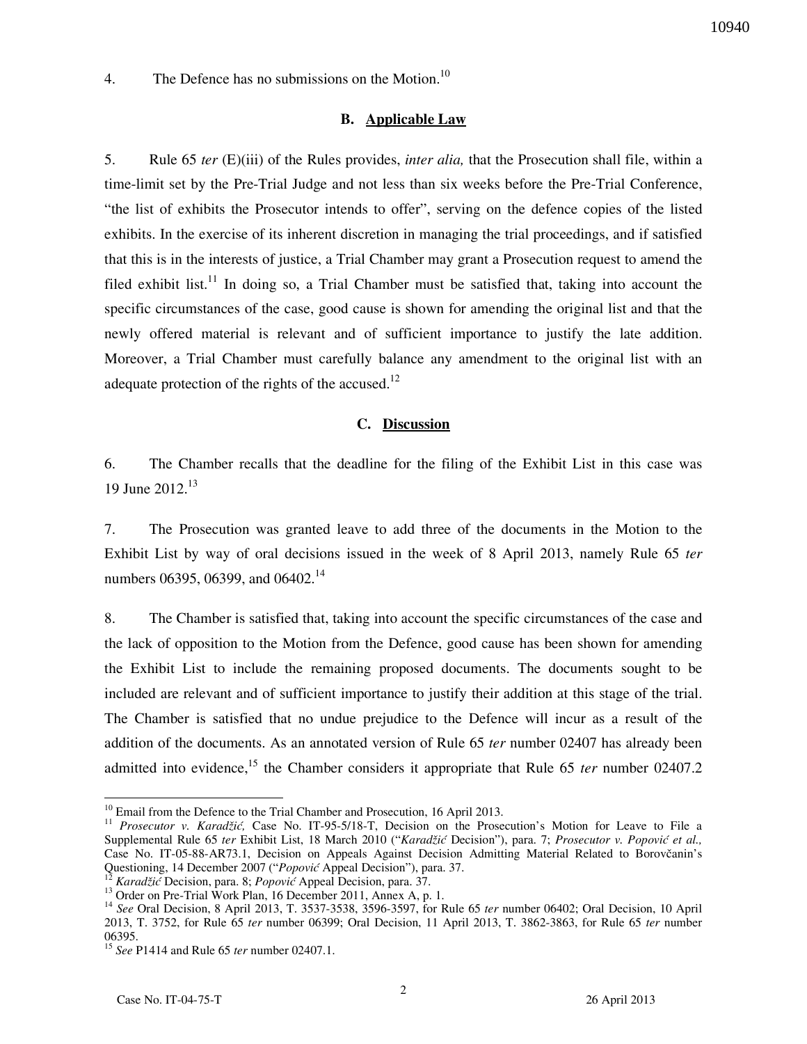4. The Defence has no submissions on the Motion.[10]

### B. Applicable Law

5. Rule 65 *ter* (E)(iii) of the Rules provides, *inter alia,* that the Prosecution shall file, within a time-limit set by the Pre-Trial Judge and not less than six weeks before the Pre-Trial Conference, "the list of exhibits the Prosecutor intends to offer", serving on the defence copies of the listed exhibits. In the exercise of its inherent discretion in managing the trial proceedings, and if satisfied that this is in the interests of justice, a Trial Chamber may grant a Prosecution request to amend the filed exhibit list.[11] In doing so, a Trial Chamber must be satisfied that, taking into account the specific circumstances of the case, good cause is shown for amending the original list and that the newly offered material is relevant and of sufficient importance to justify the late addition. Moreover, a Trial Chamber must carefully balance any amendment to the original list with an adequate protection of the rights of the accused.[12]

### C. Discussion

6. The Chamber recalls that the deadline for the filing of the Exhibit List in this case was 19 June 2012.[13]

7. The Prosecution was granted leave to add three of the documents in the Motion to the Exhibit List by way of oral decisions issued in the week of 8 April 2013, namely Rule 65 *ter* numbers 06395, 06399, and 06402.[14]

8. The Chamber is satisfied that, taking into account the specific circumstances of the case and the lack of opposition to the Motion from the Defence, good cause has been shown for amending the Exhibit List to include the remaining proposed documents. The documents sought to be included are relevant and of sufficient importance to justify their addition at this stage of the trial. The Chamber is satisfied that no undue prejudice to the Defence will incur as a result of the addition of the documents. As an annotated version of Rule 65 *ter* number 02407 has already been admitted into evidence,[15] the Chamber considers it appropriate that Rule 65 *ter* number 02407.2

---

[10] Email from the Defence to the Trial Chamber and Prosecution, 16 April 2013.

[11] *Prosecutor v. Karadžić,* Case No. IT-95-5/18-T, Decision on the Prosecution's Motion for Leave to File a Supplemental Rule 65 *ter* Exhibit List, 18 March 2010 ("*Karadžić* Decision"), para. 7; *Prosecutor v. Popović et al.,* Case No. IT-05-88-AR73.1, Decision on Appeals Against Decision Admitting Material Related to Borovčanin's Questioning, 14 December 2007 ("*Popović* Appeal Decision"), para. 37.

[12] *Karadžić* Decision, para. 8; *Popović* Appeal Decision, para. 37.

[13] Order on Pre-Trial Work Plan, 16 December 2011, Annex A, p. 1.

[14] *See* Oral Decision, 8 April 2013, T. 3537-3538, 3596-3597, for Rule 65 *ter* number 06402; Oral Decision, 10 April 2013, T. 3752, for Rule 65 *ter* number 06399; Oral Decision, 11 April 2013, T. 3862-3863, for Rule 65 *ter* number 06395.

[15] *See* P1414 and Rule 65 *ter* number 02407.1.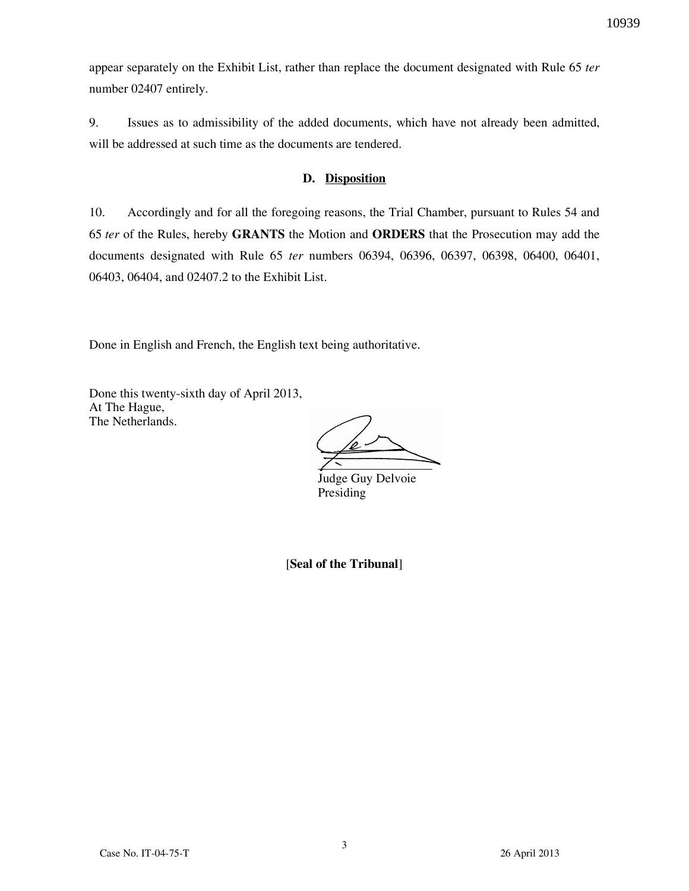appear separately on the Exhibit List, rather than replace the document designated with Rule 65 *ter* number 02407 entirely.

9. Issues as to admissibility of the added documents, which have not already been admitted, will be addressed at such time as the documents are tendered.

### D. Disposition

10. Accordingly and for all the foregoing reasons, the Trial Chamber, pursuant to Rules 54 and 65 *ter* of the Rules, hereby **GRANTS** the Motion and **ORDERS** that the Prosecution may add the documents designated with Rule 65 *ter* numbers 06394, 06396, 06397, 06398, 06400, 06401, 06403, 06404, and 02407.2 to the Exhibit List.

Done in English and French, the English text being authoritative.

Done this twenty-sixth day of April 2013,
At The Hague,
The Netherlands.

Judge Guy Delvoie
Presiding

[**Seal of the Tribunal**]